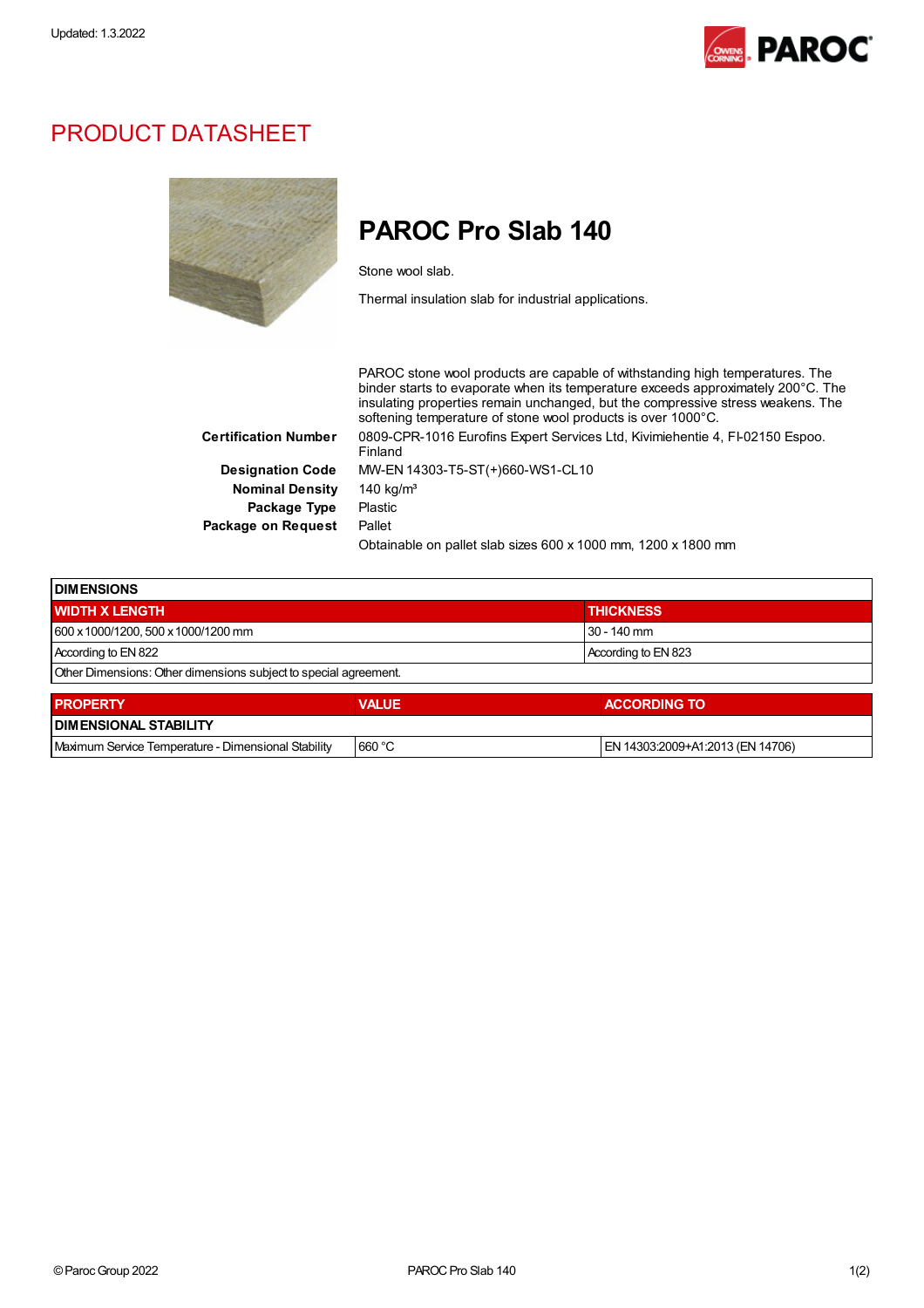Updated: 1.3.2022

# PRODUCT DATASHEET

## PAROC Pro Slab 140

Stone wool slab.

Thermal insulation slab for industrial applications.

PAROC stone wool products are capable of withstanding high temperatures. The binder starts to evaporate when its temperature exceeds approximately 200°C. The insulating properties remain unchanged, but the compressive stress weakens. The softening temperature of stone wool products is over 1000°C.

**Certification Number** 0809-CPR-1016 Eurofins Expert Services Ltd, Kivimiehentie 4, FI-02150 Espoo. Finland

**Designation Code** MW-EN 14303-T5-ST(+)660-WS1-CL10

**Nominal Density** 140 kg/m³

**Package Type** Plastic

**Package on Request** Pallet

Obtainable on pallet slab sizes 600 x 1000 mm, 1200 x 1800 mm

| DIMENSIONS | |
|---|---|
| **WIDTH X LENGTH** | **THICKNESS** |
| 600 x 1000/1200, 500 x 1000/1200 mm | 30 - 140 mm |
| According to EN 822 | According to EN 823 |
| Other Dimensions: Other dimensions subject to special agreement. | |

| PROPERTY | VALUE | ACCORDING TO |
|---|---|---|
| **DIMENSIONAL STABILITY** | | |
| Maximum Service Temperature - Dimensional Stability | 660 °C | EN 14303:2009+A1:2013 (EN 14706) |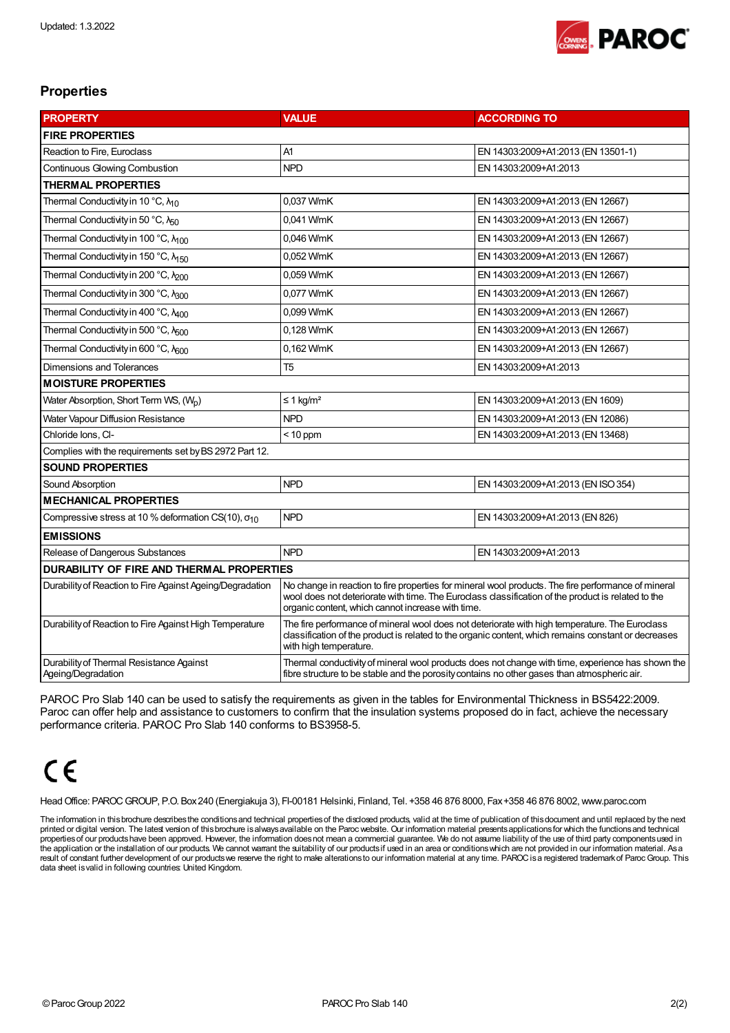## Properties

| PROPERTY | VALUE | ACCORDING TO |
|---|---|---|
| **FIRE PROPERTIES** | | |
| Reaction to Fire, Euroclass | A1 | EN 14303:2009+A1:2013 (EN 13501-1) |
| Continuous Glowing Combustion | NPD | EN 14303:2009+A1:2013 |
| **THERMAL PROPERTIES** | | |
| Thermal Conductivity in 10 °C, $\lambda_{10}$ | 0,037 W/mK | EN 14303:2009+A1:2013 (EN 12667) |
| Thermal Conductivity in 50 °C, $\lambda_{50}$ | 0,041 W/mK | EN 14303:2009+A1:2013 (EN 12667) |
| Thermal Conductivity in 100 °C, $\lambda_{100}$ | 0,046 W/mK | EN 14303:2009+A1:2013 (EN 12667) |
| Thermal Conductivity in 150 °C, $\lambda_{150}$ | 0,052 W/mK | EN 14303:2009+A1:2013 (EN 12667) |
| Thermal Conductivity in 200 °C, $\lambda_{200}$ | 0,059 W/mK | EN 14303:2009+A1:2013 (EN 12667) |
| Thermal Conductivity in 300 °C, $\lambda_{300}$ | 0,077 W/mK | EN 14303:2009+A1:2013 (EN 12667) |
| Thermal Conductivity in 400 °C, $\lambda_{400}$ | 0,099 W/mK | EN 14303:2009+A1:2013 (EN 12667) |
| Thermal Conductivity in 500 °C, $\lambda_{500}$ | 0,128 W/mK | EN 14303:2009+A1:2013 (EN 12667) |
| Thermal Conductivity in 600 °C, $\lambda_{600}$ | 0,162 W/mK | EN 14303:2009+A1:2013 (EN 12667) |
| Dimensions and Tolerances | T5 | EN 14303:2009+A1:2013 |
| **MOISTURE PROPERTIES** | | |
| Water Absorption, Short Term WS, ($W_p$) | ≤ 1 kg/m² | EN 14303:2009+A1:2013 (EN 1609) |
| Water Vapour Diffusion Resistance | NPD | EN 14303:2009+A1:2013 (EN 12086) |
| Chloride Ions, Cl- | < 10 ppm | EN 14303:2009+A1:2013 (EN 13468) |
| Complies with the requirements set by BS 2972 Part 12. | | |
| **SOUND PROPERTIES** | | |
| Sound Absorption | NPD | EN 14303:2009+A1:2013 (EN ISO 354) |
| **MECHANICAL PROPERTIES** | | |
| Compressive stress at 10 % deformation CS(10), $\sigma_{10}$ | NPD | EN 14303:2009+A1:2013 (EN 826) |
| **EMISSIONS** | | |
| Release of Dangerous Substances | NPD | EN 14303:2009+A1:2013 |
| **DURABILITY OF FIRE AND THERMAL PROPERTIES** | | |
| Durability of Reaction to Fire Against Ageing/Degradation | No change in reaction to fire properties for mineral wool products. The fire performance of mineral wool does not deteriorate with time. The Euroclass classification of the product is related to the organic content, which cannot increase with time. | |
| Durability of Reaction to Fire Against High Temperature | The fire performance of mineral wool does not deteriorate with high temperature. The Euroclass classification of the product is related to the organic content, which remains constant or decreases with high temperature. | |
| Durability of Thermal Resistance Against Ageing/Degradation | Thermal conductivity of mineral wool products does not change with time, experience has shown the fibre structure to be stable and the porosity contains no other gases than atmospheric air. | |

PAROC Pro Slab 140 can be used to satisfy the requirements as given in the tables for Environmental Thickness in BS5422:2009. Paroc can offer help and assistance to customers to confirm that the insulation systems proposed do in fact, achieve the necessary performance criteria. PAROC Pro Slab 140 conforms to BS3958-5.

CE

Head Office: PAROC GROUP, P.O. Box 240 (Energiakuja 3), FI-00181 Helsinki, Finland, Tel. +358 46 876 8000, Fax +358 46 876 8002, www.paroc.com

The information in this brochure describes the conditions and technical properties of the disclosed products, valid at the time of publication of this document and until replaced by the next printed or digital version. The latest version of this brochure is always available on the Paroc website. Our information material presents applications for which the functions and technical properties of our products have been approved. However, the information does not mean a commercial guarantee. We do not assume liability of the use of third party components used in the application or the installation of our products. We cannot warrant the suitability of our products if used in an area or conditions which are not provided in our information material. As a result of constant further development of our products we reserve the right to make alterations to our information material at any time. PAROC is a registered trademark of Paroc Group. This data sheet is valid in following countries: United Kingdom.